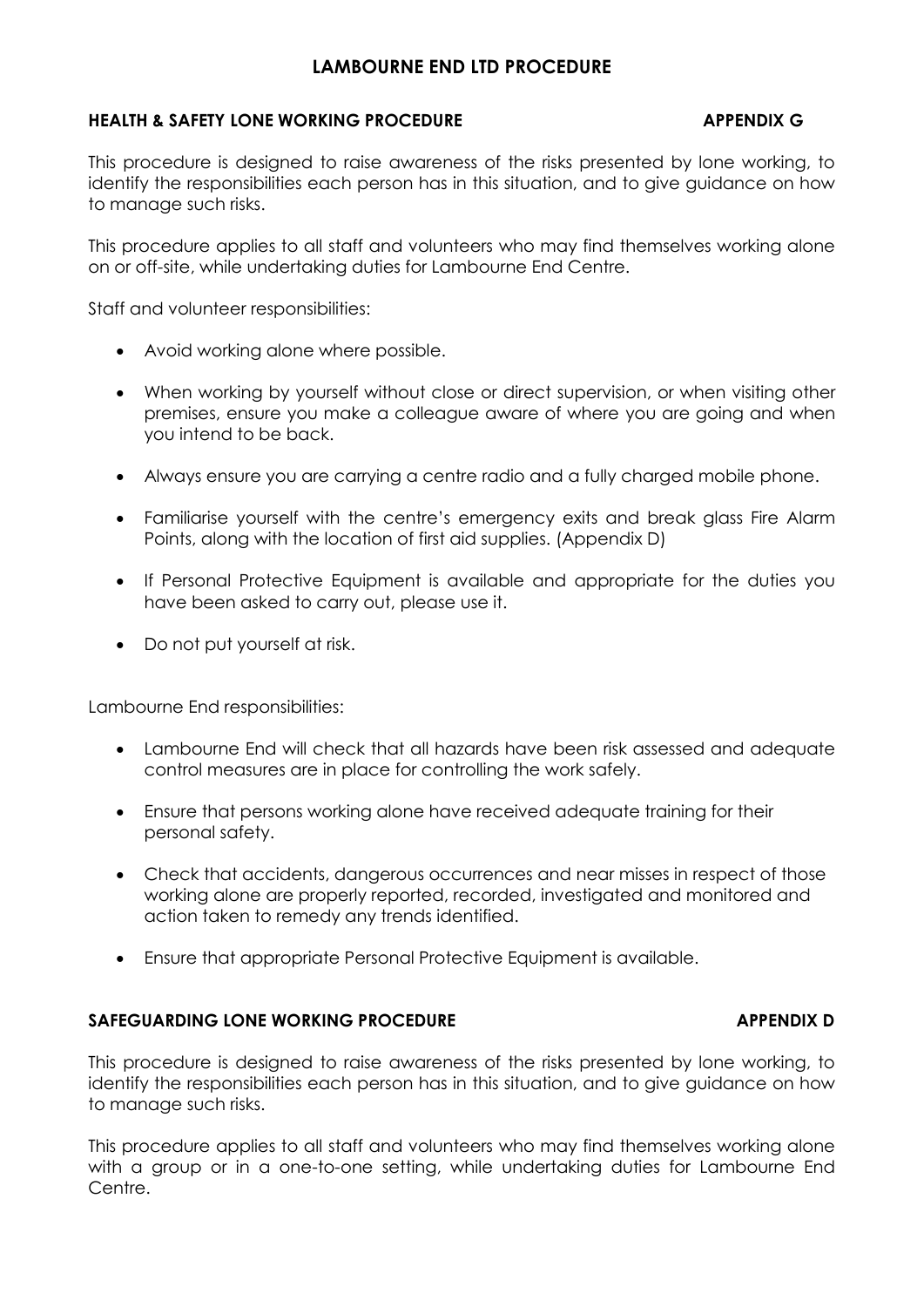# LAMBOURNE END LTD PROCEDURE

## HEALTH & SAFETY LONE WORKING PROCEDURE — APPENDIX G

This procedure is designed to raise awareness of the risks presented by lone working, to identify the responsibilities each person has in this situation, and to give guidance on how to manage such risks.

This procedure applies to all staff and volunteers who may find themselves working alone on or off-site, while undertaking duties for Lambourne End Centre.

Staff and volunteer responsibilities:

- Avoid working alone where possible.
- When working by yourself without close or direct supervision, or when visiting other premises, ensure you make a colleague aware of where you are going and when you intend to be back.
- Always ensure you are carrying a centre radio and a fully charged mobile phone.
- Familiarise yourself with the centre's emergency exits and break glass Fire Alarm Points, along with the location of first aid supplies. (Appendix D)
- If Personal Protective Equipment is available and appropriate for the duties you have been asked to carry out, please use it.
- Do not put yourself at risk.

Lambourne End responsibilities:

- Lambourne End will check that all hazards have been risk assessed and adequate control measures are in place for controlling the work safely.
- Ensure that persons working alone have received adequate training for their personal safety.
- Check that accidents, dangerous occurrences and near misses in respect of those working alone are properly reported, recorded, investigated and monitored and action taken to remedy any trends identified.
- Ensure that appropriate Personal Protective Equipment is available.

## SAFEGUARDING LONE WORKING PROCEDURE — APPENDIX D

This procedure is designed to raise awareness of the risks presented by lone working, to identify the responsibilities each person has in this situation, and to give guidance on how to manage such risks.

This procedure applies to all staff and volunteers who may find themselves working alone with a group or in a one-to-one setting, while undertaking duties for Lambourne End Centre.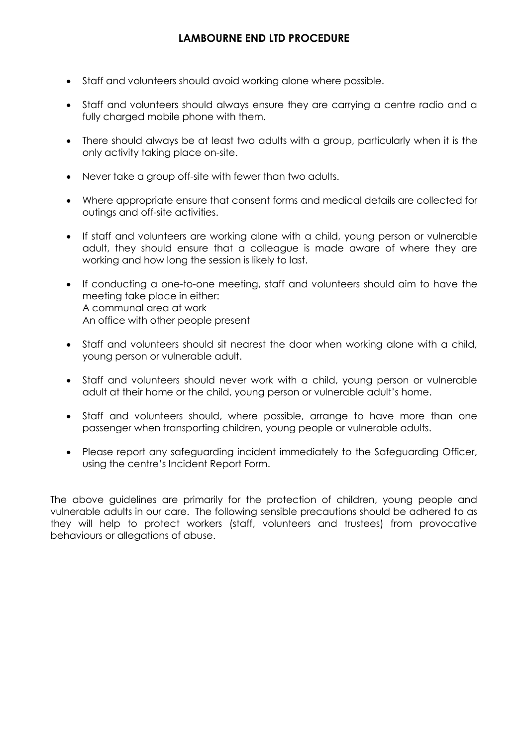**LAMBOURNE END LTD PROCEDURE**

- Staff and volunteers should avoid working alone where possible.
- Staff and volunteers should always ensure they are carrying a centre radio and a fully charged mobile phone with them.
- There should always be at least two adults with a group, particularly when it is the only activity taking place on-site.
- Never take a group off-site with fewer than two adults.
- Where appropriate ensure that consent forms and medical details are collected for outings and off-site activities.
- If staff and volunteers are working alone with a child, young person or vulnerable adult, they should ensure that a colleague is made aware of where they are working and how long the session is likely to last.
- If conducting a one-to-one meeting, staff and volunteers should aim to have the meeting take place in either:
  A communal area at work
  An office with other people present
- Staff and volunteers should sit nearest the door when working alone with a child, young person or vulnerable adult.
- Staff and volunteers should never work with a child, young person or vulnerable adult at their home or the child, young person or vulnerable adult's home.
- Staff and volunteers should, where possible, arrange to have more than one passenger when transporting children, young people or vulnerable adults.
- Please report any safeguarding incident immediately to the Safeguarding Officer, using the centre's Incident Report Form.

The above guidelines are primarily for the protection of children, young people and vulnerable adults in our care. The following sensible precautions should be adhered to as they will help to protect workers (staff, volunteers and trustees) from provocative behaviours or allegations of abuse.